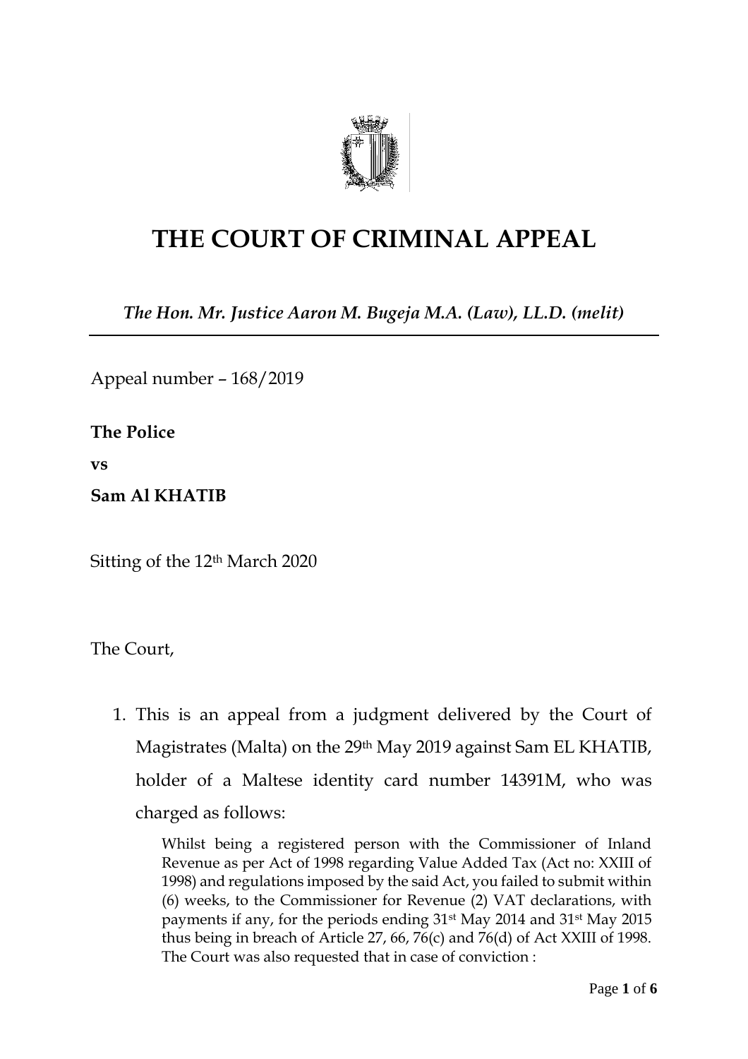# THE COURT OF CRIMINAL APPEAL

*The Hon. Mr. Justice Aaron M. Bugeja M.A. (Law), LL.D. (melit)*

Appeal number – 168/2019

**The Police**

**vs**

**Sam Al KHATIB**

Sitting of the 12th March 2020

The Court,

1. This is an appeal from a judgment delivered by the Court of Magistrates (Malta) on the 29th May 2019 against Sam EL KHATIB, holder of a Maltese identity card number 14391M, who was charged as follows:

   Whilst being a registered person with the Commissioner of Inland Revenue as per Act of 1998 regarding Value Added Tax (Act no: XXIII of 1998) and regulations imposed by the said Act, you failed to submit within (6) weeks, to the Commissioner for Revenue (2) VAT declarations, with payments if any, for the periods ending 31st May 2014 and 31st May 2015 thus being in breach of Article 27, 66, 76(c) and 76(d) of Act XXIII of 1998. The Court was also requested that in case of conviction :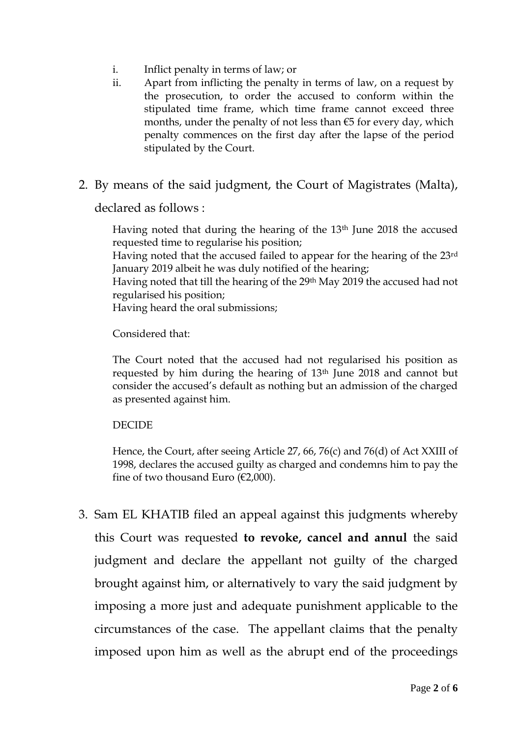i. Inflict penalty in terms of law; or
ii. Apart from inflicting the penalty in terms of law, on a request by the prosecution, to order the accused to conform within the stipulated time frame, which time frame cannot exceed three months, under the penalty of not less than €5 for every day, which penalty commences on the first day after the lapse of the period stipulated by the Court.

2. By means of the said judgment, the Court of Magistrates (Malta), declared as follows :

> Having noted that during the hearing of the 13th June 2018 the accused requested time to regularise his position;
> Having noted that the accused failed to appear for the hearing of the 23rd January 2019 albeit he was duly notified of the hearing;
> Having noted that till the hearing of the 29th May 2019 the accused had not regularised his position;
> Having heard the oral submissions;
>
> Considered that:
>
> The Court noted that the accused had not regularised his position as requested by him during the hearing of 13th June 2018 and cannot but consider the accused's default as nothing but an admission of the charged as presented against him.
>
> DECIDE
>
> Hence, the Court, after seeing Article 27, 66, 76(c) and 76(d) of Act XXIII of 1998, declares the accused guilty as charged and condemns him to pay the fine of two thousand Euro (€2,000).

3. Sam EL KHATIB filed an appeal against this judgments whereby this Court was requested **to revoke, cancel and annul** the said judgment and declare the appellant not guilty of the charged brought against him, or alternatively to vary the said judgment by imposing a more just and adequate punishment applicable to the circumstances of the case. The appellant claims that the penalty imposed upon him as well as the abrupt end of the proceedings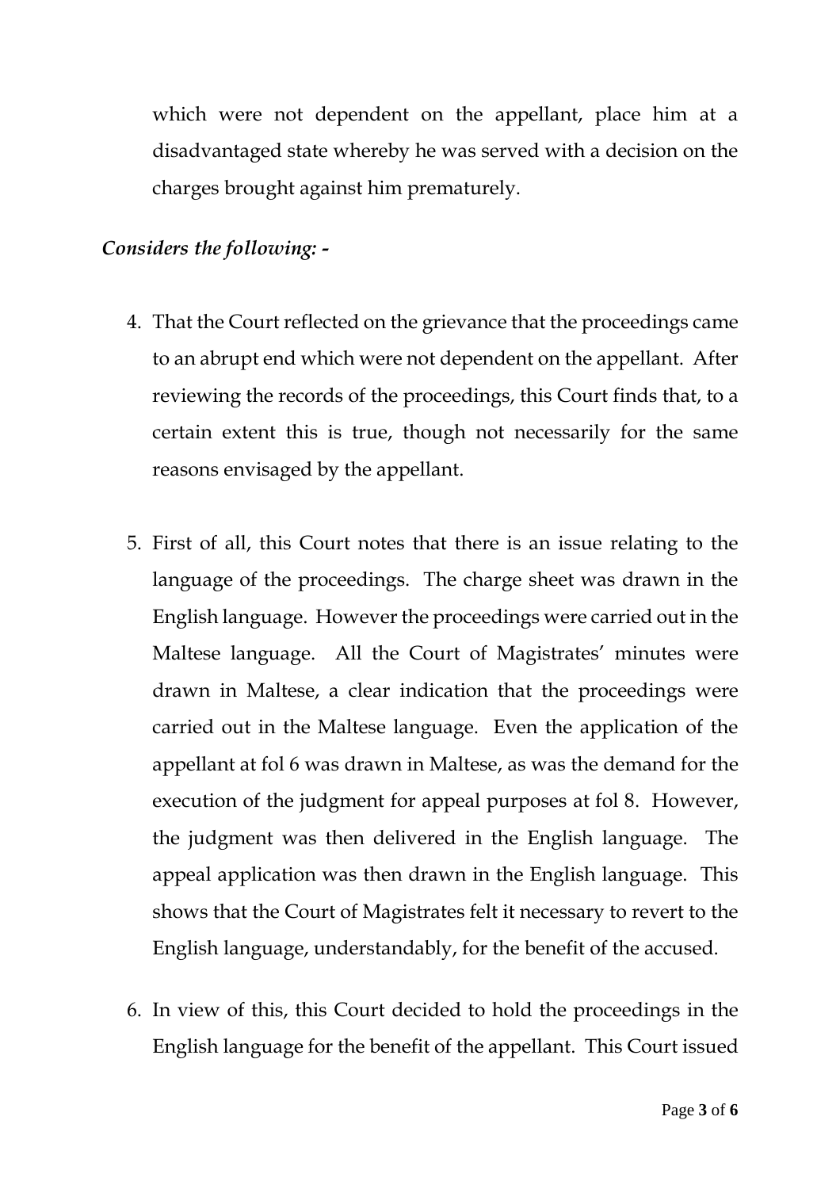which were not dependent on the appellant, place him at a disadvantaged state whereby he was served with a decision on the charges brought against him prematurely.

*Considers the following: -*

4. That the Court reflected on the grievance that the proceedings came to an abrupt end which were not dependent on the appellant. After reviewing the records of the proceedings, this Court finds that, to a certain extent this is true, though not necessarily for the same reasons envisaged by the appellant.

5. First of all, this Court notes that there is an issue relating to the language of the proceedings. The charge sheet was drawn in the English language. However the proceedings were carried out in the Maltese language. All the Court of Magistrates' minutes were drawn in Maltese, a clear indication that the proceedings were carried out in the Maltese language. Even the application of the appellant at fol 6 was drawn in Maltese, as was the demand for the execution of the judgment for appeal purposes at fol 8. However, the judgment was then delivered in the English language. The appeal application was then drawn in the English language. This shows that the Court of Magistrates felt it necessary to revert to the English language, understandably, for the benefit of the accused.

6. In view of this, this Court decided to hold the proceedings in the English language for the benefit of the appellant. This Court issued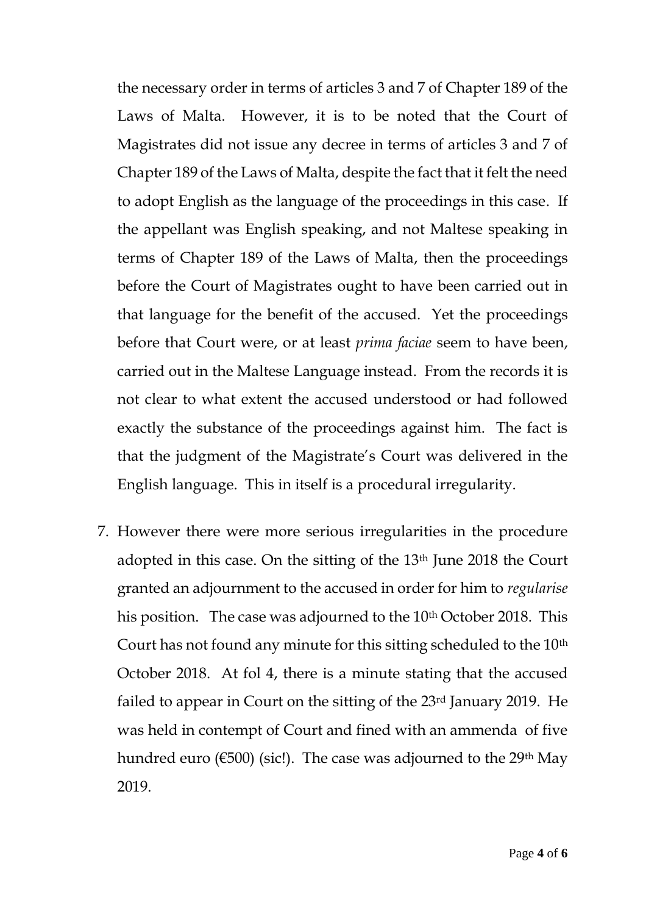the necessary order in terms of articles 3 and 7 of Chapter 189 of the Laws of Malta. However, it is to be noted that the Court of Magistrates did not issue any decree in terms of articles 3 and 7 of Chapter 189 of the Laws of Malta, despite the fact that it felt the need to adopt English as the language of the proceedings in this case. If the appellant was English speaking, and not Maltese speaking in terms of Chapter 189 of the Laws of Malta, then the proceedings before the Court of Magistrates ought to have been carried out in that language for the benefit of the accused. Yet the proceedings before that Court were, or at least *prima faciae* seem to have been, carried out in the Maltese Language instead. From the records it is not clear to what extent the accused understood or had followed exactly the substance of the proceedings against him. The fact is that the judgment of the Magistrate's Court was delivered in the English language. This in itself is a procedural irregularity.

7. However there were more serious irregularities in the procedure adopted in this case. On the sitting of the 13th June 2018 the Court granted an adjournment to the accused in order for him to *regularise* his position. The case was adjourned to the 10th October 2018. This Court has not found any minute for this sitting scheduled to the 10th October 2018. At fol 4, there is a minute stating that the accused failed to appear in Court on the sitting of the 23rd January 2019. He was held in contempt of Court and fined with an ammenda of five hundred euro (€500) (sic!). The case was adjourned to the 29th May 2019.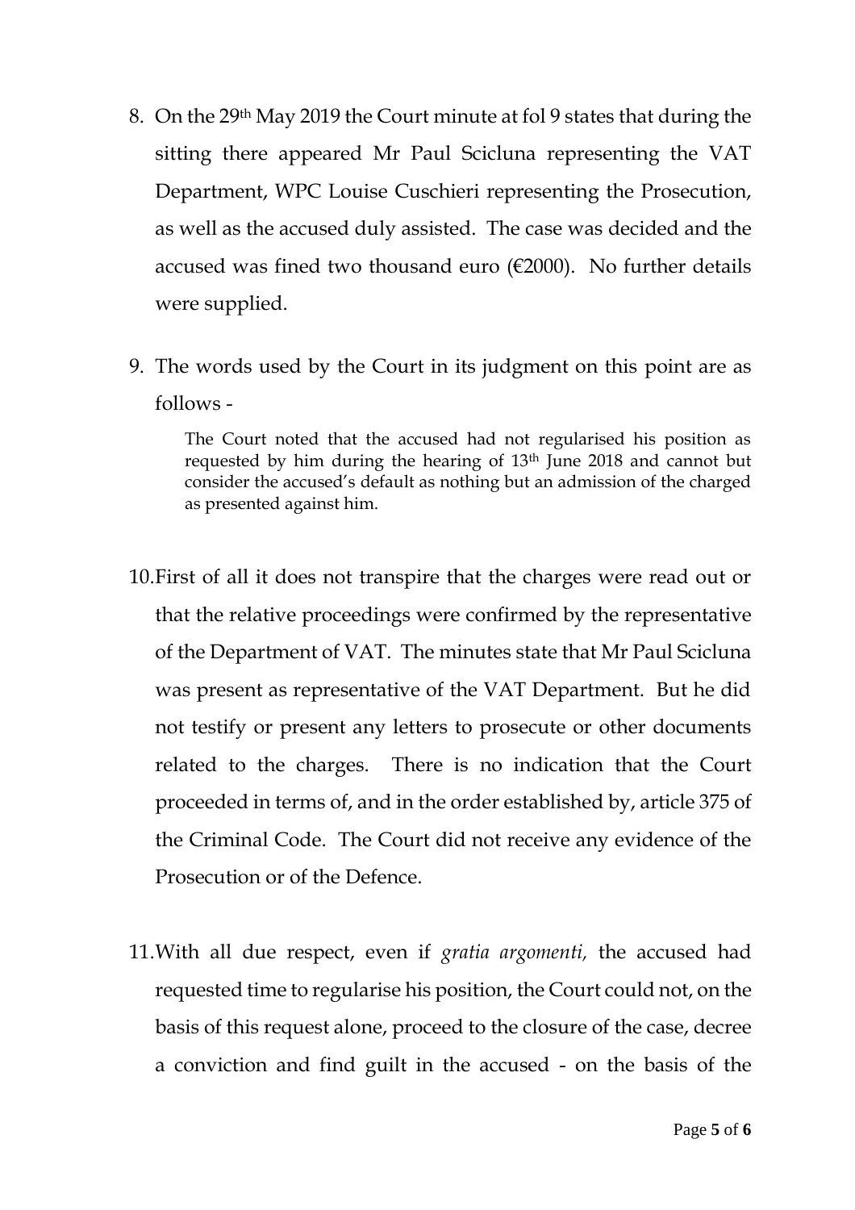8. On the 29th May 2019 the Court minute at fol 9 states that during the sitting there appeared Mr Paul Scicluna representing the VAT Department, WPC Louise Cuschieri representing the Prosecution, as well as the accused duly assisted. The case was decided and the accused was fined two thousand euro (€2000). No further details were supplied.

9. The words used by the Court in its judgment on this point are as follows -

> The Court noted that the accused had not regularised his position as requested by him during the hearing of 13th June 2018 and cannot but consider the accused's default as nothing but an admission of the charged as presented against him.

10. First of all it does not transpire that the charges were read out or that the relative proceedings were confirmed by the representative of the Department of VAT. The minutes state that Mr Paul Scicluna was present as representative of the VAT Department. But he did not testify or present any letters to prosecute or other documents related to the charges. There is no indication that the Court proceeded in terms of, and in the order established by, article 375 of the Criminal Code. The Court did not receive any evidence of the Prosecution or of the Defence.

11. With all due respect, even if *gratia argomenti,* the accused had requested time to regularise his position, the Court could not, on the basis of this request alone, proceed to the closure of the case, decree a conviction and find guilt in the accused - on the basis of the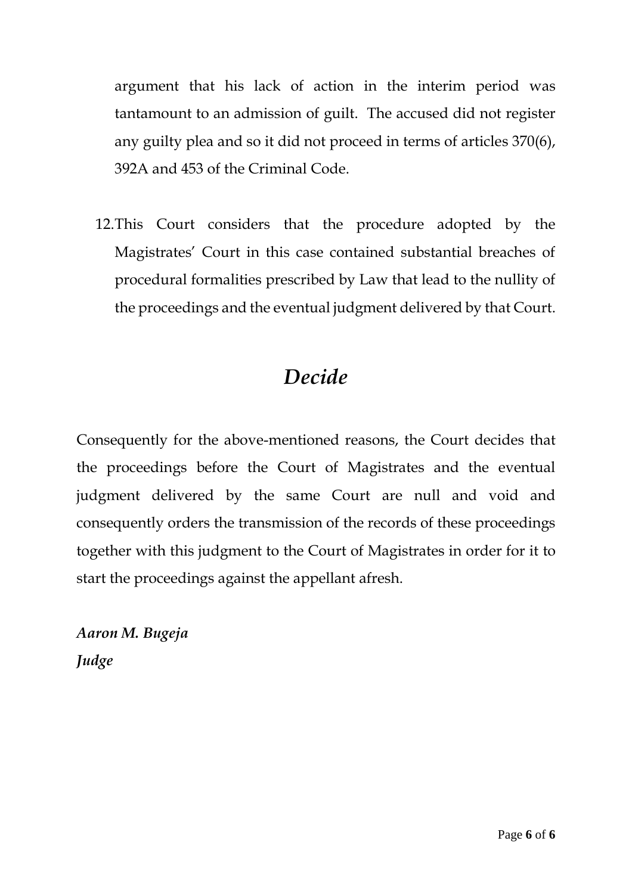argument that his lack of action in the interim period was tantamount to an admission of guilt. The accused did not register any guilty plea and so it did not proceed in terms of articles 370(6), 392A and 453 of the Criminal Code.

12. This Court considers that the procedure adopted by the Magistrates' Court in this case contained substantial breaches of procedural formalities prescribed by Law that lead to the nullity of the proceedings and the eventual judgment delivered by that Court.

## *Decide*

Consequently for the above-mentioned reasons, the Court decides that the proceedings before the Court of Magistrates and the eventual judgment delivered by the same Court are null and void and consequently orders the transmission of the records of these proceedings together with this judgment to the Court of Magistrates in order for it to start the proceedings against the appellant afresh.

***Aaron M. Bugeja***
***Judge***